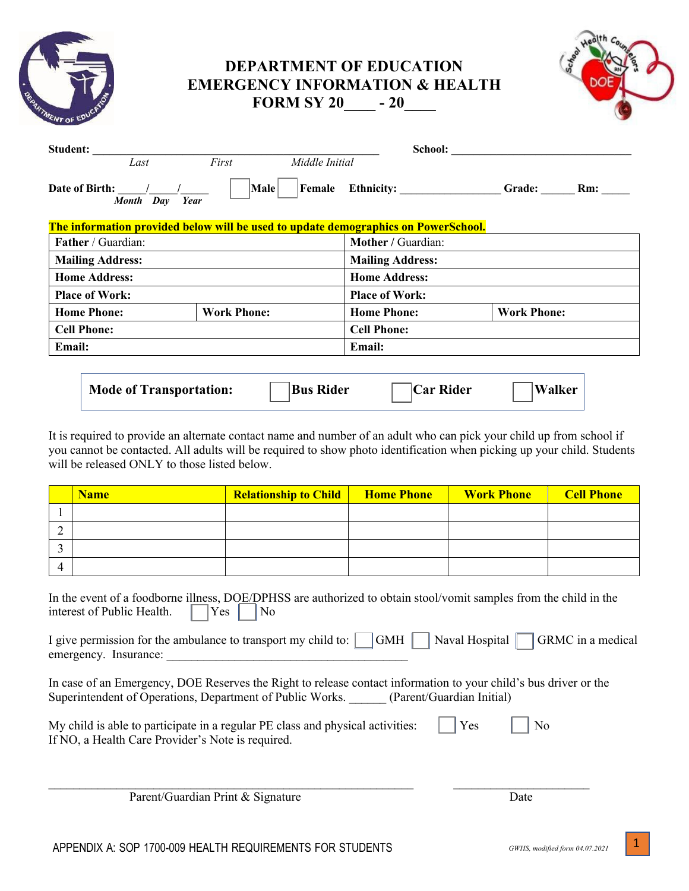# DEPARTMENT OF EDUCATION
# EMERGENCY INFORMATION & HEALTH FORM SY 20____ - 20____

**Student:** ________________________________________________ **School:** ______________________________

*Last* *First* *Middle Initial*

**Date of Birth:** _____/_____/_____ ☐ **Male** ☐ **Female** **Ethnicity:** _________________ **Grade:** ______ **Rm:** _____

*Month Day Year*

**The information provided below will be used to update demographics on PowerSchool.**

| **Father** / Guardian: | | **Mother** / Guardian: | |
|---|---|---|---|
| **Mailing Address:** | | **Mailing Address:** | |
| **Home Address:** | | **Home Address:** | |
| **Place of Work:** | | **Place of Work:** | |
| **Home Phone:** | **Work Phone:** | **Home Phone:** | **Work Phone:** |
| **Cell Phone:** | | **Cell Phone:** | |
| **Email:** | | **Email:** | |

**Mode of Transportation:** ☐ **Bus Rider** ☐ **Car Rider** ☐ **Walker**

It is required to provide an alternate contact name and number of an adult who can pick your child up from school if you cannot be contacted. All adults will be required to show photo identification when picking up your child. Students will be released ONLY to those listed below.

| | **Name** | **Relationship to Child** | **Home Phone** | **Work Phone** | **Cell Phone** |
|---|---|---|---|---|---|
| 1 | | | | | |
| 2 | | | | | |
| 3 | | | | | |
| 4 | | | | | |

In the event of a foodborne illness, DOE/DPHSS are authorized to obtain stool/vomit samples from the child in the interest of Public Health. ☐ Yes ☐ No

I give permission for the ambulance to transport my child to: ☐ GMH ☐ Naval Hospital ☐ GRMC in a medical emergency. Insurance: ________________________________________

In case of an Emergency, DOE Reserves the Right to release contact information to your child's bus driver or the Superintendent of Operations, Department of Public Works. ______ (Parent/Guardian Initial)

My child is able to participate in a regular PE class and physical activities: ☐ Yes ☐ No
If NO, a Health Care Provider's Note is required.

_______________________________________________________________ ________________________

Parent/Guardian Print & Signature Date

APPENDIX A: SOP 1700-009 HEALTH REQUIREMENTS FOR STUDENTS

*GWHS, modified form 04.07.2021*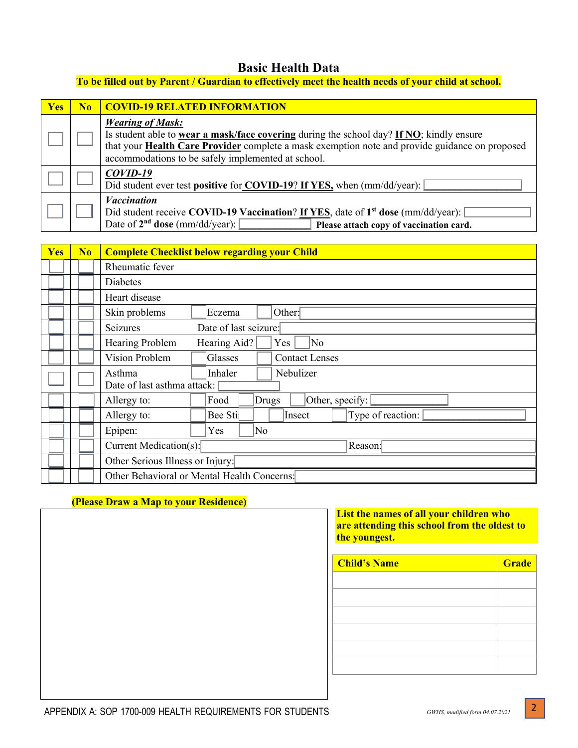# Basic Health Data

**To be filled out by Parent / Guardian to effectively meet the health needs of your child at school.**

| Yes | No | COVID-19 RELATED INFORMATION |
|---|---|---|
| ☐ | ☐ | ***Wearing of Mask:*** Is student able to **wear a mask/face covering** during the school day? **If NO**; kindly ensure that your **Health Care Provider** complete a mask exemption note and provide guidance on proposed accommodations to be safely implemented at school. |
| ☐ | ☐ | ***COVID-19*** Did student ever test **positive** for **COVID-19**? **If YES,** when (mm/dd/year): ______ |
| ☐ | ☐ | ***Vaccination*** Did student receive **COVID-19 Vaccination**? **If YES**, date of **1st dose** (mm/dd/year): ______ Date of **2nd dose** (mm/dd/year): ______ **Please attach copy of vaccination card.** |

| Yes | No | Complete Checklist below regarding your Child |
|---|---|---|
| ☐ | ☐ | Rheumatic fever |
| ☐ | ☐ | Diabetes |
| ☐ | ☐ | Heart disease |
| ☐ | ☐ | Skin problems ☐ Eczema ☐ Other: ______ |
| ☐ | ☐ | Seizures Date of last seizure: ______ |
| ☐ | ☐ | Hearing Problem Hearing Aid? ☐ Yes ☐ No |
| ☐ | ☐ | Vision Problem ☐ Glasses ☐ Contact Lenses |
| ☐ | ☐ | Asthma ☐ Inhaler ☐ Nebulizer<br>Date of last asthma attack: ______ |
| ☐ | ☐ | Allergy to: ☐ Food ☐ Drugs ☐ Other, specify: ______ |
| ☐ | ☐ | Allergy to: ☐ Bee Sti ☐ Insect ☐ Type of reaction: ______ |
| ☐ | ☐ | Epipen: ☐ Yes ☐ No |
| ☐ | ☐ | Current Medication(s): ______ Reason: ______ |
| ☐ | ☐ | Other Serious Illness or Injury: ______ |
| ☐ | ☐ | Other Behavioral or Mental Health Concerns: ______ |

**(Please Draw a Map to your Residence)**

**List the names of all your children who are attending this school from the oldest to the youngest.**

| Child's Name | Grade |
|---|---|
| | |
| | |
| | |
| | |
| | |
| | |

APPENDIX A: SOP 1700-009 HEALTH REQUIREMENTS FOR STUDENTS

*GWHS, modified form 04.07.2021*